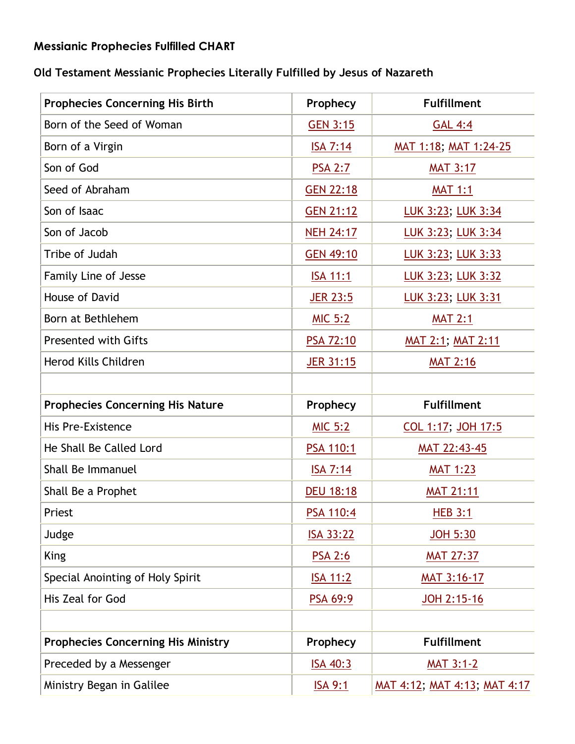**Messianic Prophecies Fulfilled CHART**

**Old Testament Messianic Prophecies Literally Fulfilled by Jesus of Nazareth**

| **Prophecies Concerning His Birth** | **Prophecy** | **Fulfillment** |
|---|---|---|
| Born of the Seed of Woman | GEN 3:15 | GAL 4:4 |
| Born of a Virgin | ISA 7:14 | MAT 1:18; MAT 1:24-25 |
| Son of God | PSA 2:7 | MAT 3:17 |
| Seed of Abraham | GEN 22:18 | MAT 1:1 |
| Son of Isaac | GEN 21:12 | LUK 3:23; LUK 3:34 |
| Son of Jacob | NEH 24:17 | LUK 3:23; LUK 3:34 |
| Tribe of Judah | GEN 49:10 | LUK 3:23; LUK 3:33 |
| Family Line of Jesse | ISA 11:1 | LUK 3:23; LUK 3:32 |
| House of David | JER 23:5 | LUK 3:23; LUK 3:31 |
| Born at Bethlehem | MIC 5:2 | MAT 2:1 |
| Presented with Gifts | PSA 72:10 | MAT 2:1; MAT 2:11 |
| Herod Kills Children | JER 31:15 | MAT 2:16 |
| | | |
| **Prophecies Concerning His Nature** | **Prophecy** | **Fulfillment** |
| His Pre-Existence | MIC 5:2 | COL 1:17; JOH 17:5 |
| He Shall Be Called Lord | PSA 110:1 | MAT 22:43-45 |
| Shall Be Immanuel | ISA 7:14 | MAT 1:23 |
| Shall Be a Prophet | DEU 18:18 | MAT 21:11 |
| Priest | PSA 110:4 | HEB 3:1 |
| Judge | ISA 33:22 | JOH 5:30 |
| King | PSA 2:6 | MAT 27:37 |
| Special Anointing of Holy Spirit | ISA 11:2 | MAT 3:16-17 |
| His Zeal for God | PSA 69:9 | JOH 2:15-16 |
| | | |
| **Prophecies Concerning His Ministry** | **Prophecy** | **Fulfillment** |
| Preceded by a Messenger | ISA 40:3 | MAT 3:1-2 |
| Ministry Began in Galilee | ISA 9:1 | MAT 4:12; MAT 4:13; MAT 4:17 |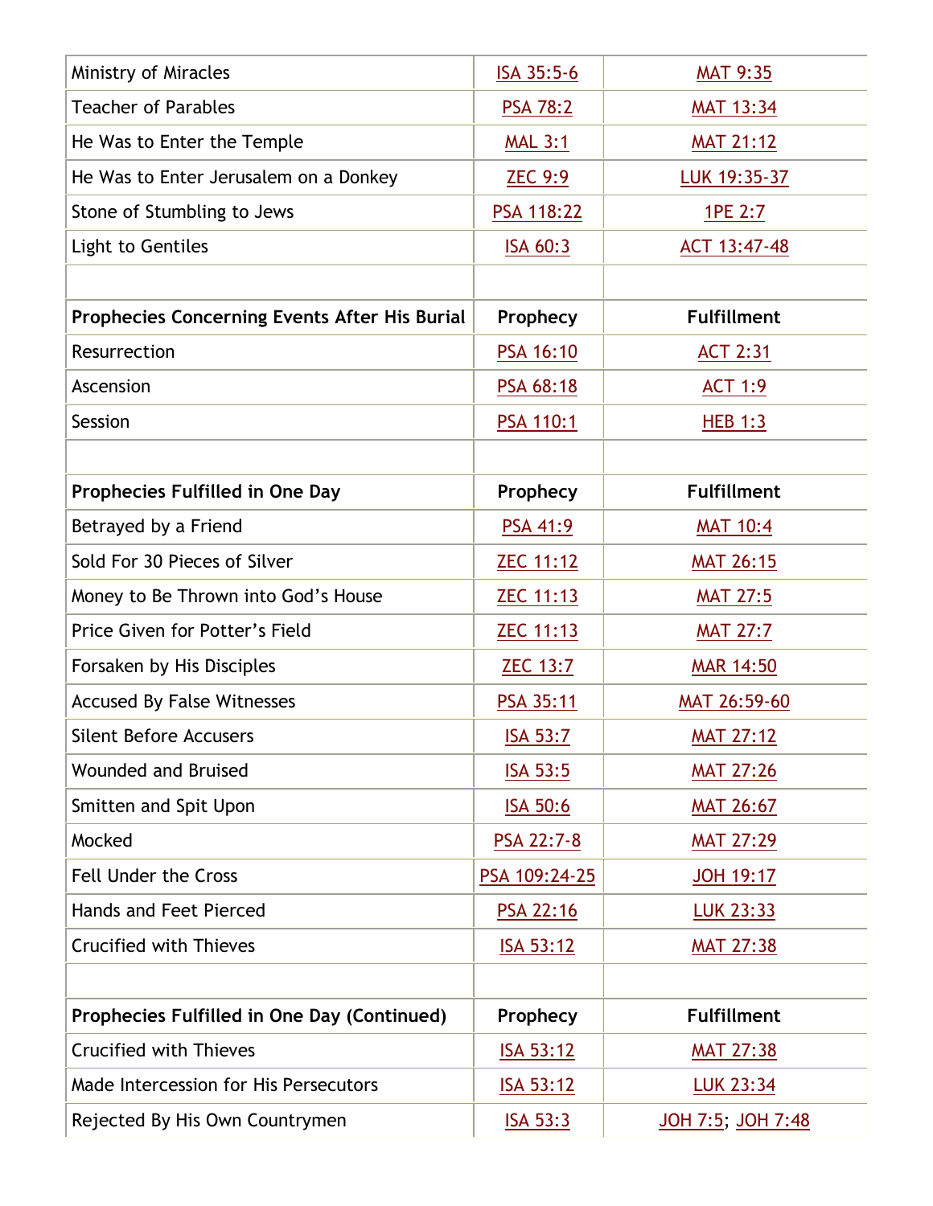| | | |
|---|---|---|
| Ministry of Miracles | ISA 35:5-6 | MAT 9:35 |
| Teacher of Parables | PSA 78:2 | MAT 13:34 |
| He Was to Enter the Temple | MAL 3:1 | MAT 21:12 |
| He Was to Enter Jerusalem on a Donkey | ZEC 9:9 | LUK 19:35-37 |
| Stone of Stumbling to Jews | PSA 118:22 | 1PE 2:7 |
| Light to Gentiles | ISA 60:3 | ACT 13:47-48 |
| | | |
| **Prophecies Concerning Events After His Burial** | **Prophecy** | **Fulfillment** |
| Resurrection | PSA 16:10 | ACT 2:31 |
| Ascension | PSA 68:18 | ACT 1:9 |
| Session | PSA 110:1 | HEB 1:3 |
| | | |
| **Prophecies Fulfilled in One Day** | **Prophecy** | **Fulfillment** |
| Betrayed by a Friend | PSA 41:9 | MAT 10:4 |
| Sold For 30 Pieces of Silver | ZEC 11:12 | MAT 26:15 |
| Money to Be Thrown into God's House | ZEC 11:13 | MAT 27:5 |
| Price Given for Potter's Field | ZEC 11:13 | MAT 27:7 |
| Forsaken by His Disciples | ZEC 13:7 | MAR 14:50 |
| Accused By False Witnesses | PSA 35:11 | MAT 26:59-60 |
| Silent Before Accusers | ISA 53:7 | MAT 27:12 |
| Wounded and Bruised | ISA 53:5 | MAT 27:26 |
| Smitten and Spit Upon | ISA 50:6 | MAT 26:67 |
| Mocked | PSA 22:7-8 | MAT 27:29 |
| Fell Under the Cross | PSA 109:24-25 | JOH 19:17 |
| Hands and Feet Pierced | PSA 22:16 | LUK 23:33 |
| Crucified with Thieves | ISA 53:12 | MAT 27:38 |
| | | |
| **Prophecies Fulfilled in One Day (Continued)** | **Prophecy** | **Fulfillment** |
| Crucified with Thieves | ISA 53:12 | MAT 27:38 |
| Made Intercession for His Persecutors | ISA 53:12 | LUK 23:34 |
| Rejected By His Own Countrymen | ISA 53:3 | JOH 7:5; JOH 7:48 |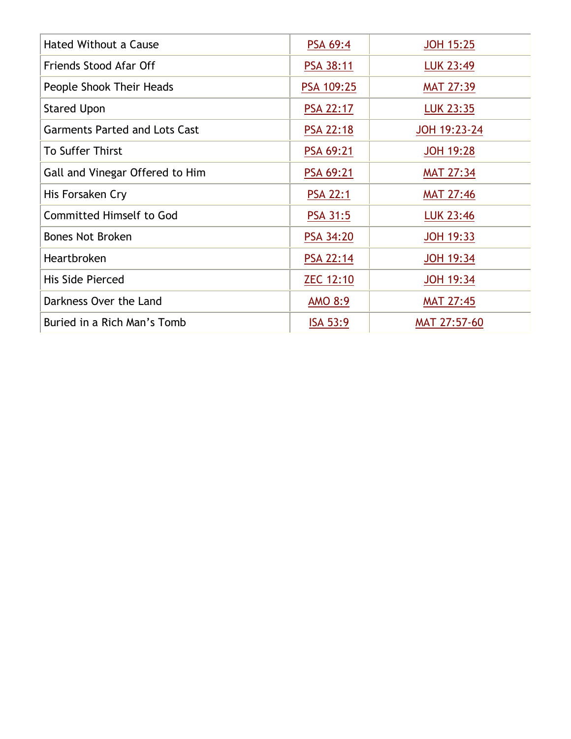| | | |
|---|---|---|
| Hated Without a Cause | PSA 69:4 | JOH 15:25 |
| Friends Stood Afar Off | PSA 38:11 | LUK 23:49 |
| People Shook Their Heads | PSA 109:25 | MAT 27:39 |
| Stared Upon | PSA 22:17 | LUK 23:35 |
| Garments Parted and Lots Cast | PSA 22:18 | JOH 19:23-24 |
| To Suffer Thirst | PSA 69:21 | JOH 19:28 |
| Gall and Vinegar Offered to Him | PSA 69:21 | MAT 27:34 |
| His Forsaken Cry | PSA 22:1 | MAT 27:46 |
| Committed Himself to God | PSA 31:5 | LUK 23:46 |
| Bones Not Broken | PSA 34:20 | JOH 19:33 |
| Heartbroken | PSA 22:14 | JOH 19:34 |
| His Side Pierced | ZEC 12:10 | JOH 19:34 |
| Darkness Over the Land | AMO 8:9 | MAT 27:45 |
| Buried in a Rich Man’s Tomb | ISA 53:9 | MAT 27:57-60 |